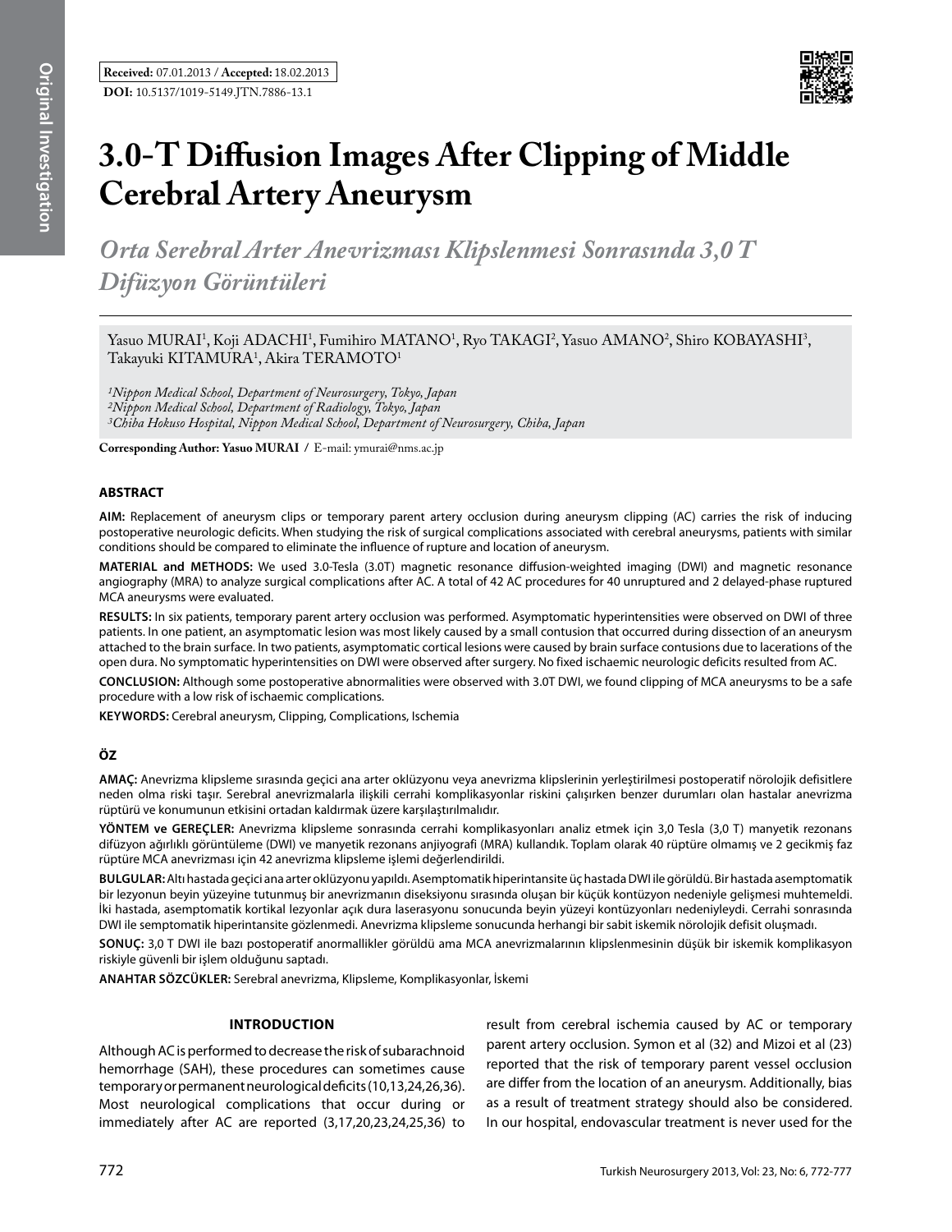**Received:** 07.01.2013 / **Accepted:** 18.02.2013

**DOI:** 10.5137/1019-5149.JTN.7886-13.1

# 3.0-T Diffusion Images After Clipping of Middle Cerebral Artery Aneurysm

## *Orta Serebral Arter Anevrizması Klipslenmesi Sonrasında 3,0 T Difüzyon Görüntüleri*

Yasuo MURAI[1], Koji ADACHI[1], Fumihiro MATANO[1], Ryo TAKAGI[2], Yasuo AMANO[2], Shiro KOBAYASHI[3], Takayuki KITAMURA[1], Akira TERAMOTO[1]

*[1]Nippon Medical School, Department of Neurosurgery, Tokyo, Japan*
*[2]Nippon Medical School, Department of Radiology, Tokyo, Japan*
*[3]Chiba Hokuso Hospital, Nippon Medical School, Department of Neurosurgery, Chiba, Japan*

**Corresponding Author: Yasuo MURAI /** E-mail: ymurai@nms.ac.jp

### ABSTRACT

**AIM:** Replacement of aneurysm clips or temporary parent artery occlusion during aneurysm clipping (AC) carries the risk of inducing postoperative neurologic deficits. When studying the risk of surgical complications associated with cerebral aneurysms, patients with similar conditions should be compared to eliminate the influence of rupture and location of aneurysm.

**MATERIAL and METHODS:** We used 3.0-Tesla (3.0T) magnetic resonance diffusion-weighted imaging (DWI) and magnetic resonance angiography (MRA) to analyze surgical complications after AC. A total of 42 AC procedures for 40 unruptured and 2 delayed-phase ruptured MCA aneurysms were evaluated.

**RESULTS:** In six patients, temporary parent artery occlusion was performed. Asymptomatic hyperintensities were observed on DWI of three patients. In one patient, an asymptomatic lesion was most likely caused by a small contusion that occurred during dissection of an aneurysm attached to the brain surface. In two patients, asymptomatic cortical lesions were caused by brain surface contusions due to lacerations of the open dura. No symptomatic hyperintensities on DWI were observed after surgery. No fixed ischaemic neurologic deficits resulted from AC.

**CONCLUSION:** Although some postoperative abnormalities were observed with 3.0T DWI, we found clipping of MCA aneurysms to be a safe procedure with a low risk of ischaemic complications.

**KEYWORDS:** Cerebral aneurysm, Clipping, Complications, Ischemia

### ÖZ

**AMAÇ:** Anevrizma klipsleme sırasında geçici ana arter oklüzyonu veya anevrizma klipslerinin yerleştirilmesi postoperatif nörolojik defisitlere neden olma riski taşır. Serebral anevrizmalarla ilişkili cerrahi komplikasyonlar riskini çalışırken benzer durumları olan hastalar anevrizma rüptürü ve konumunun etkisini ortadan kaldırmak üzere karşılaştırılmalıdır.

**YÖNTEM ve GEREÇLER:** Anevrizma klipsleme sonrasında cerrahi komplikasyonları analiz etmek için 3,0 Tesla (3,0 T) manyetik rezonans difüzyon ağırlıklı görüntüleme (DWI) ve manyetik rezonans anjiyografi (MRA) kullandık. Toplam olarak 40 rüptüre olmamış ve 2 gecikmiş faz rüptüre MCA anevrizması için 42 anevrizma klipsleme işlemi değerlendirildi.

**BULGULAR:** Altı hastada geçici ana arter oklüzyonu yapıldı. Asemptomatik hiperintansite üç hastada DWI ile görüldü. Bir hastada asemptomatik bir lezyonun beyin yüzeyine tutunmuş bir anevrizmanın diseksiyonu sırasında oluşan bir küçük kontüzyon nedeniyle gelişmesi muhtemeldi. İki hastada, asemptomatik kortikal lezyonlar açık dura laserasyonu sonucunda beyin yüzeyi kontüzyonları nedeniyleydi. Cerrahi sonrasında DWI ile semptomatik hiperintansite gözlenmedi. Anevrizma klipsleme sonucunda herhangi bir sabit iskemik nörolojik defisit oluşmadı.

**SONUÇ:** 3,0 T DWI ile bazı postoperatif anormallikler görüldü ama MCA anevrizmalarının klipslenmesinin düşük bir iskemik komplikasyon riskiyle güvenli bir işlem olduğunu saptadı.

**ANAHTAR SÖZCÜKLER:** Serebral anevrizma, Klipsleme, Komplikasyonlar, İskemi

### INTRODUCTION

Although AC is performed to decrease the risk of subarachnoid hemorrhage (SAH), these procedures can sometimes cause temporary or permanent neurological deficits (10,13,24,26,36). Most neurological complications that occur during or immediately after AC are reported (3,17,20,23,24,25,36) to result from cerebral ischemia caused by AC or temporary parent artery occlusion. Symon et al (32) and Mizoi et al (23) reported that the risk of temporary parent vessel occlusion are differ from the location of an aneurysm. Additionally, bias as a result of treatment strategy should also be considered. In our hospital, endovascular treatment is never used for the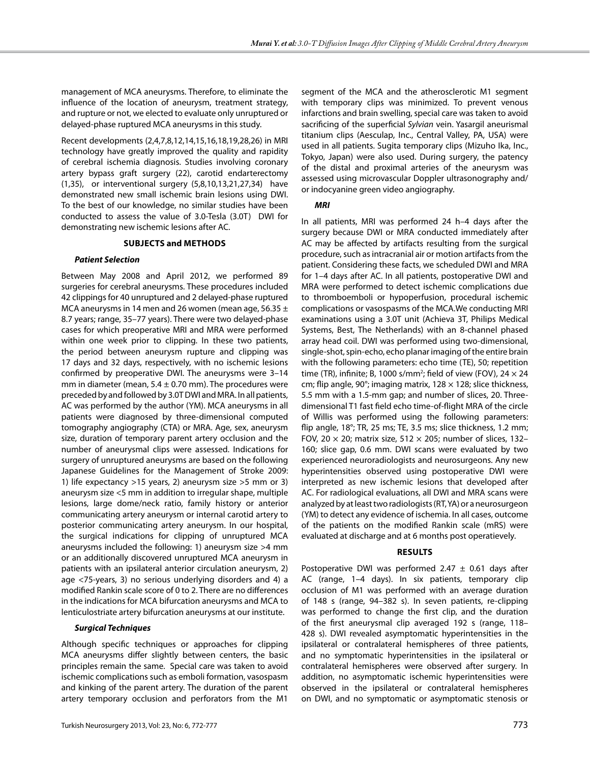management of MCA aneurysms. Therefore, to eliminate the influence of the location of aneurysm, treatment strategy, and rupture or not, we elected to evaluate only unruptured or delayed-phase ruptured MCA aneurysms in this study.

Recent developments (2,4,7,8,12,14,15,16,18,19,28,26) in MRI technology have greatly improved the quality and rapidity of cerebral ischemia diagnosis. Studies involving coronary artery bypass graft surgery (22), carotid endarterectomy (1,35), or interventional surgery (5,8,10,13,21,27,34) have demonstrated new small ischemic brain lesions using DWI. To the best of our knowledge, no similar studies have been conducted to assess the value of 3.0-Tesla (3.0T) DWI for demonstrating new ischemic lesions after AC.

## SUBJECTS and METHODS

### *Patient Selection*

Between May 2008 and April 2012, we performed 89 surgeries for cerebral aneurysms. These procedures included 42 clippings for 40 unruptured and 2 delayed-phase ruptured MCA aneurysms in 14 men and 26 women (mean age, 56.35 ± 8.7 years; range, 35–77 years). There were two delayed-phase cases for which preoperative MRI and MRA were performed within one week prior to clipping. In these two patients, the period between aneurysm rupture and clipping was 17 days and 32 days, respectively, with no ischemic lesions confirmed by preoperative DWI. The aneurysms were 3–14 mm in diameter (mean, 5.4 ± 0.70 mm). The procedures were preceded by and followed by 3.0T DWI and MRA. In all patients, AC was performed by the author (YM). MCA aneurysms in all patients were diagnosed by three-dimensional computed tomography angiography (CTA) or MRA. Age, sex, aneurysm size, duration of temporary parent artery occlusion and the number of aneurysmal clips were assessed. Indications for surgery of unruptured aneurysms are based on the following Japanese Guidelines for the Management of Stroke 2009: 1) life expectancy >15 years, 2) aneurysm size >5 mm or 3) aneurysm size <5 mm in addition to irregular shape, multiple lesions, large dome/neck ratio, family history or anterior communicating artery aneurysm or internal carotid artery to posterior communicating artery aneurysm. In our hospital, the surgical indications for clipping of unruptured MCA aneurysms included the following: 1) aneurysm size >4 mm or an additionally discovered unruptured MCA aneurysm in patients with an ipsilateral anterior circulation aneurysm, 2) age <75-years, 3) no serious underlying disorders and 4) a modified Rankin scale score of 0 to 2. There are no differences in the indications for MCA bifurcation aneurysms and MCA to lenticulostriate artery bifurcation aneurysms at our institute.

### *Surgical Techniques*

Although specific techniques or approaches for clipping MCA aneurysms differ slightly between centers, the basic principles remain the same. Special care was taken to avoid ischemic complications such as emboli formation, vasospasm and kinking of the parent artery. The duration of the parent artery temporary occlusion and perforators from the M1 segment of the MCA and the atherosclerotic M1 segment with temporary clips was minimized. To prevent venous infarctions and brain swelling, special care was taken to avoid sacrificing of the superficial *Sylvian* vein. Yasargil aneurismal titanium clips (Aesculap, Inc., Central Valley, PA, USA) were used in all patients. Sugita temporary clips (Mizuho Ika, Inc., Tokyo, Japan) were also used. During surgery, the patency of the distal and proximal arteries of the aneurysm was assessed using microvascular Doppler ultrasonography and/or indocyanine green video angiography.

### *MRI*

In all patients, MRI was performed 24 h–4 days after the surgery because DWI or MRA conducted immediately after AC may be affected by artifacts resulting from the surgical procedure, such as intracranial air or motion artifacts from the patient. Considering these facts, we scheduled DWI and MRA for 1–4 days after AC. In all patients, postoperative DWI and MRA were performed to detect ischemic complications due to thromboemboli or hypoperfusion, procedural ischemic complications or vasospasms of the MCA.We conducting MRI examinations using a 3.0T unit (Achieva 3T, Philips Medical Systems, Best, The Netherlands) with an 8-channel phased array head coil. DWI was performed using two-dimensional, single-shot, spin-echo, echo planar imaging of the entire brain with the following parameters: echo time (TE), 50; repetition time (TR), infinite; B, 1000 s/mm$^2$; field of view (FOV), 24 × 24 cm; flip angle, 90°; imaging matrix, 128 × 128; slice thickness, 5.5 mm with a 1.5-mm gap; and number of slices, 20. Three-dimensional T1 fast field echo time-of-flight MRA of the circle of Willis was performed using the following parameters: flip angle, 18°; TR, 25 ms; TE, 3.5 ms; slice thickness, 1.2 mm; FOV, 20 × 20; matrix size, 512 × 205; number of slices, 132–160; slice gap, 0.6 mm. DWI scans were evaluated by two experienced neuroradiologists and neurosurgeons. Any new hyperintensities observed using postoperative DWI were interpreted as new ischemic lesions that developed after AC. For radiological evaluations, all DWI and MRA scans were analyzed by at least two radiologists (RT, YA) or a neurosurgeon (YM) to detect any evidence of ischemia. In all cases, outcome of the patients on the modified Rankin scale (mRS) were evaluated at discharge and at 6 months post operatievely.

## RESULTS

Postoperative DWI was performed 2.47 ± 0.61 days after AC (range, 1–4 days). In six patients, temporary clip occlusion of M1 was performed with an average duration of 148 s (range, 94–382 s). In seven patients, re-clipping was performed to change the first clip, and the duration of the first aneurysmal clip averaged 192 s (range, 118–428 s). DWI revealed asymptomatic hyperintensities in the ipsilateral or contralateral hemispheres of three patients, and no symptomatic hyperintensities in the ipsilateral or contralateral hemispheres were observed after surgery. In addition, no asymptomatic ischemic hyperintensities were observed in the ipsilateral or contralateral hemispheres on DWI, and no symptomatic or asymptomatic stenosis or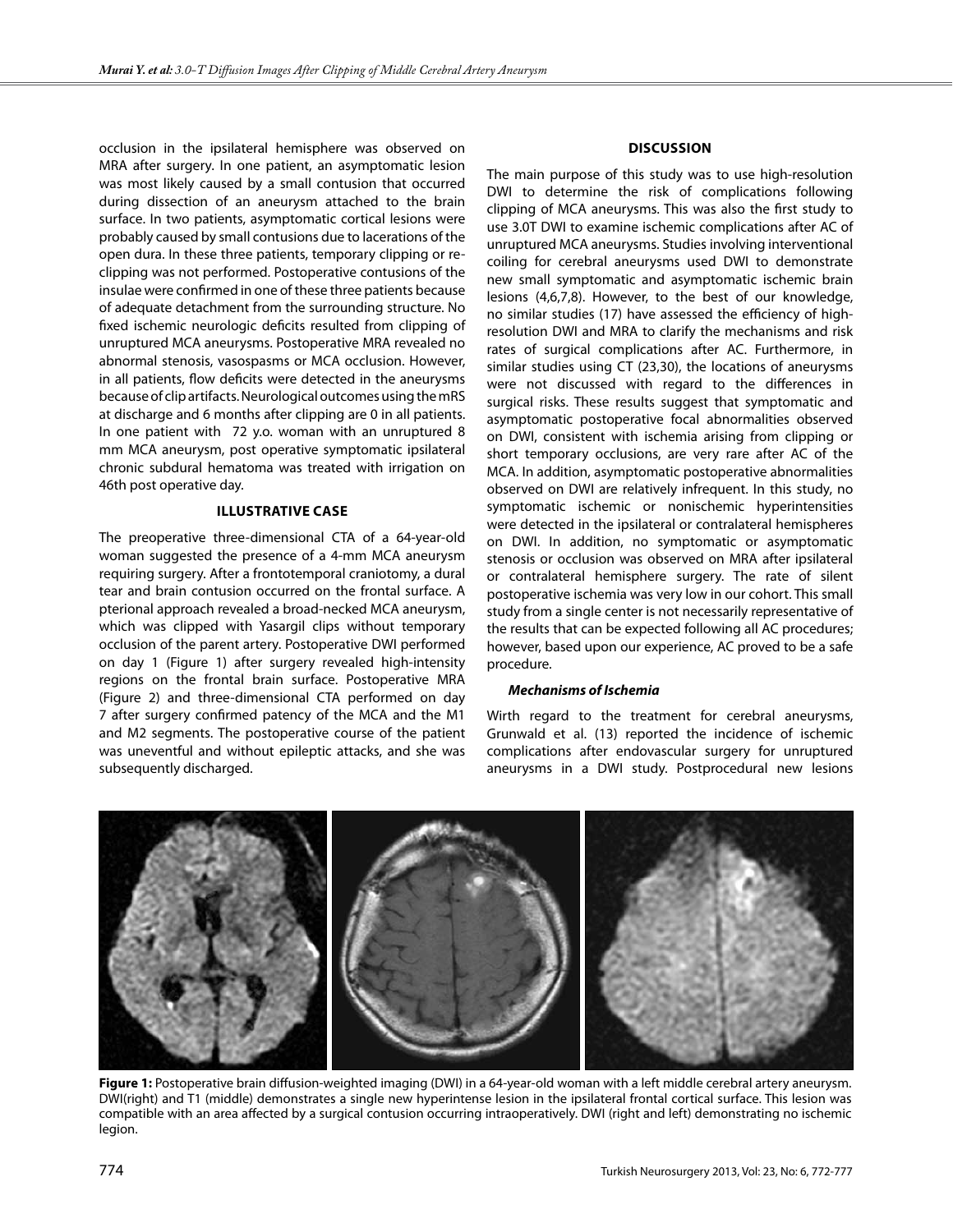occlusion in the ipsilateral hemisphere was observed on MRA after surgery. In one patient, an asymptomatic lesion was most likely caused by a small contusion that occurred during dissection of an aneurysm attached to the brain surface. In two patients, asymptomatic cortical lesions were probably caused by small contusions due to lacerations of the open dura. In these three patients, temporary clipping or re-clipping was not performed. Postoperative contusions of the insulae were confirmed in one of these three patients because of adequate detachment from the surrounding structure. No fixed ischemic neurologic deficits resulted from clipping of unruptured MCA aneurysms. Postoperative MRA revealed no abnormal stenosis, vasospasms or MCA occlusion. However, in all patients, flow deficits were detected in the aneurysms because of clip artifacts. Neurological outcomes using the mRS at discharge and 6 months after clipping are 0 in all patients. In one patient with 72 y.o. woman with an unruptured 8 mm MCA aneurysm, post operative symptomatic ipsilateral chronic subdural hematoma was treated with irrigation on 46th post operative day.

## ILLUSTRATIVE CASE

The preoperative three-dimensional CTA of a 64-year-old woman suggested the presence of a 4-mm MCA aneurysm requiring surgery. After a frontotemporal craniotomy, a dural tear and brain contusion occurred on the frontal surface. A pterional approach revealed a broad-necked MCA aneurysm, which was clipped with Yasargil clips without temporary occlusion of the parent artery. Postoperative DWI performed on day 1 (Figure 1) after surgery revealed high-intensity regions on the frontal brain surface. Postoperative MRA (Figure 2) and three-dimensional CTA performed on day 7 after surgery confirmed patency of the MCA and the M1 and M2 segments. The postoperative course of the patient was uneventful and without epileptic attacks, and she was subsequently discharged.

## DISCUSSION

The main purpose of this study was to use high-resolution DWI to determine the risk of complications following clipping of MCA aneurysms. This was also the first study to use 3.0T DWI to examine ischemic complications after AC of unruptured MCA aneurysms. Studies involving interventional coiling for cerebral aneurysms used DWI to demonstrate new small symptomatic and asymptomatic ischemic brain lesions (4,6,7,8). However, to the best of our knowledge, no similar studies (17) have assessed the efficiency of high-resolution DWI and MRA to clarify the mechanisms and risk rates of surgical complications after AC. Furthermore, in similar studies using CT (23,30), the locations of aneurysms were not discussed with regard to the differences in surgical risks. These results suggest that symptomatic and asymptomatic postoperative focal abnormalities observed on DWI, consistent with ischemia arising from clipping or short temporary occlusions, are very rare after AC of the MCA. In addition, asymptomatic postoperative abnormalities observed on DWI are relatively infrequent. In this study, no symptomatic ischemic or nonischemic hyperintensities were detected in the ipsilateral or contralateral hemispheres on DWI. In addition, no symptomatic or asymptomatic stenosis or occlusion was observed on MRA after ipsilateral or contralateral hemisphere surgery. The rate of silent postoperative ischemia was very low in our cohort. This small study from a single center is not necessarily representative of the results that can be expected following all AC procedures; however, based upon our experience, AC proved to be a safe procedure.

### *Mechanisms of Ischemia*

Wirth regard to the treatment for cerebral aneurysms, Grunwald et al. (13) reported the incidence of ischemic complications after endovascular surgery for unruptured aneurysms in a DWI study. Postprocedural new lesions

**Figure 1:** Postoperative brain diffusion-weighted imaging (DWI) in a 64-year-old woman with a left middle cerebral artery aneurysm. DWI(right) and T1 (middle) demonstrates a single new hyperintense lesion in the ipsilateral frontal cortical surface. This lesion was compatible with an area affected by a surgical contusion occurring intraoperatively. DWI (right and left) demonstrating no ischemic legion.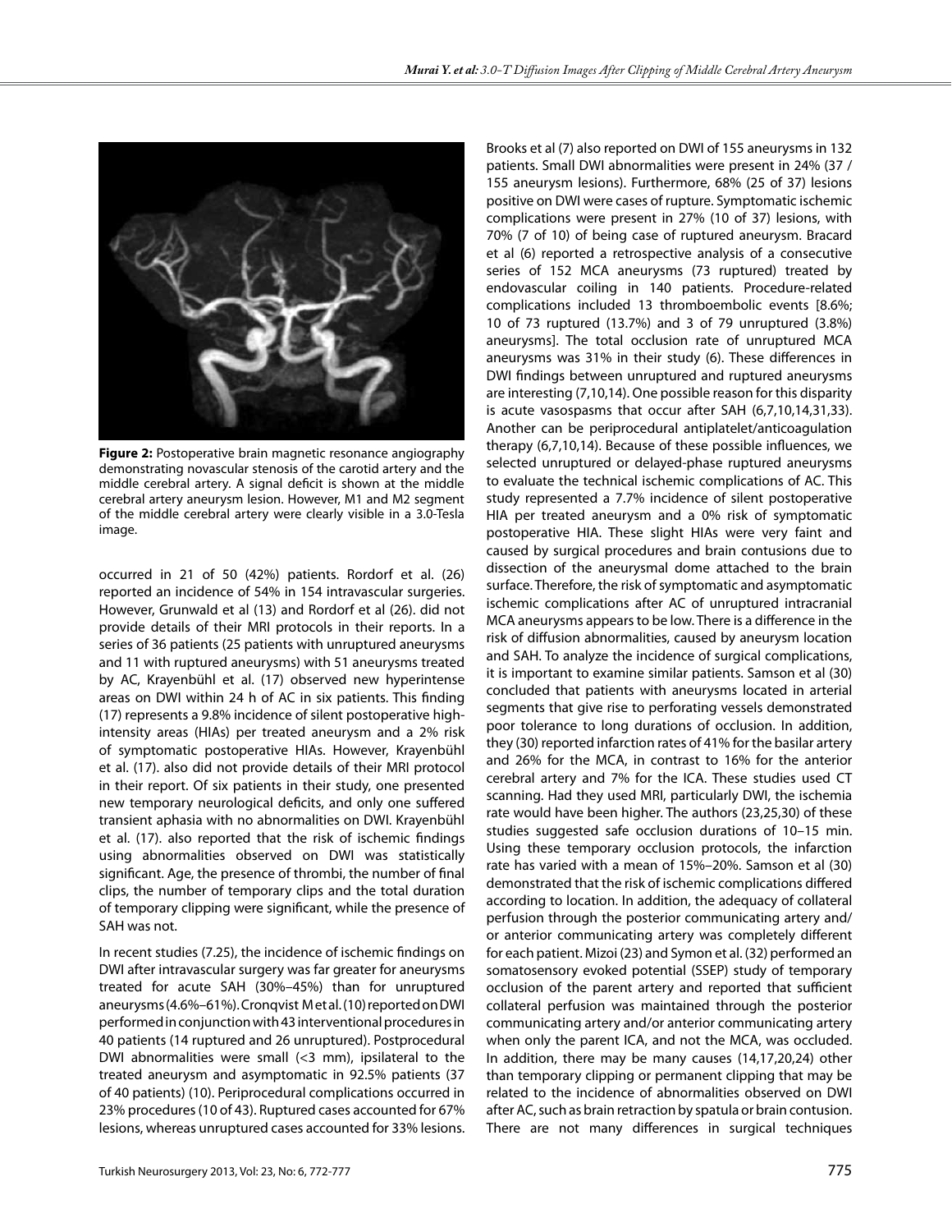**Figure 2:** Postoperative brain magnetic resonance angiography demonstrating novascular stenosis of the carotid artery and the middle cerebral artery. A signal deficit is shown at the middle cerebral artery aneurysm lesion. However, M1 and M2 segment of the middle cerebral artery were clearly visible in a 3.0-Tesla image.

occurred in 21 of 50 (42%) patients. Rordorf et al. (26) reported an incidence of 54% in 154 intravascular surgeries. However, Grunwald et al (13) and Rordorf et al (26). did not provide details of their MRI protocols in their reports. In a series of 36 patients (25 patients with unruptured aneurysms and 11 with ruptured aneurysms) with 51 aneurysms treated by AC, Krayenbühl et al. (17) observed new hyperintense areas on DWI within 24 h of AC in six patients. This finding (17) represents a 9.8% incidence of silent postoperative high-intensity areas (HIAs) per treated aneurysm and a 2% risk of symptomatic postoperative HIAs. However, Krayenbühl et al. (17). also did not provide details of their MRI protocol in their report. Of six patients in their study, one presented new temporary neurological deficits, and only one suffered transient aphasia with no abnormalities on DWI. Krayenbühl et al. (17). also reported that the risk of ischemic findings using abnormalities observed on DWI was statistically significant. Age, the presence of thrombi, the number of final clips, the number of temporary clips and the total duration of temporary clipping were significant, while the presence of SAH was not.

In recent studies (7.25), the incidence of ischemic findings on DWI after intravascular surgery was far greater for aneurysms treated for acute SAH (30%–45%) than for unruptured aneurysms (4.6%–61%). Cronqvist M et al. (10) reported on DWI performed in conjunction with 43 interventional procedures in 40 patients (14 ruptured and 26 unruptured). Postprocedural DWI abnormalities were small (<3 mm), ipsilateral to the treated aneurysm and asymptomatic in 92.5% patients (37 of 40 patients) (10). Periprocedural complications occurred in 23% procedures (10 of 43). Ruptured cases accounted for 67% lesions, whereas unruptured cases accounted for 33% lesions.

Brooks et al (7) also reported on DWI of 155 aneurysms in 132 patients. Small DWI abnormalities were present in 24% (37 / 155 aneurysm lesions). Furthermore, 68% (25 of 37) lesions positive on DWI were cases of rupture. Symptomatic ischemic complications were present in 27% (10 of 37) lesions, with 70% (7 of 10) of being case of ruptured aneurysm. Bracard et al (6) reported a retrospective analysis of a consecutive series of 152 MCA aneurysms (73 ruptured) treated by endovascular coiling in 140 patients. Procedure-related complications included 13 thromboembolic events [8.6%; 10 of 73 ruptured (13.7%) and 3 of 79 unruptured (3.8%) aneurysms]. The total occlusion rate of unruptured MCA aneurysms was 31% in their study (6). These differences in DWI findings between unruptured and ruptured aneurysms are interesting (7,10,14). One possible reason for this disparity is acute vasospasms that occur after SAH (6,7,10,14,31,33). Another can be periprocedural antiplatelet/anticoagulation therapy (6,7,10,14). Because of these possible influences, we selected unruptured or delayed-phase ruptured aneurysms to evaluate the technical ischemic complications of AC. This study represented a 7.7% incidence of silent postoperative HIA per treated aneurysm and a 0% risk of symptomatic postoperative HIA. These slight HIAs were very faint and caused by surgical procedures and brain contusions due to dissection of the aneurysmal dome attached to the brain surface. Therefore, the risk of symptomatic and asymptomatic ischemic complications after AC of unruptured intracranial MCA aneurysms appears to be low. There is a difference in the risk of diffusion abnormalities, caused by aneurysm location and SAH. To analyze the incidence of surgical complications, it is important to examine similar patients. Samson et al (30) concluded that patients with aneurysms located in arterial segments that give rise to perforating vessels demonstrated poor tolerance to long durations of occlusion. In addition, they (30) reported infarction rates of 41% for the basilar artery and 26% for the MCA, in contrast to 16% for the anterior cerebral artery and 7% for the ICA. These studies used CT scanning. Had they used MRI, particularly DWI, the ischemia rate would have been higher. The authors (23,25,30) of these studies suggested safe occlusion durations of 10–15 min. Using these temporary occlusion protocols, the infarction rate has varied with a mean of 15%–20%. Samson et al (30) demonstrated that the risk of ischemic complications differed according to location. In addition, the adequacy of collateral perfusion through the posterior communicating artery and/or anterior communicating artery was completely different for each patient. Mizoi (23) and Symon et al. (32) performed an somatosensory evoked potential (SSEP) study of temporary occlusion of the parent artery and reported that sufficient collateral perfusion was maintained through the posterior communicating artery and/or anterior communicating artery when only the parent ICA, and not the MCA, was occluded. In addition, there may be many causes (14,17,20,24) other than temporary clipping or permanent clipping that may be related to the incidence of abnormalities observed on DWI after AC, such as brain retraction by spatula or brain contusion. There are not many differences in surgical techniques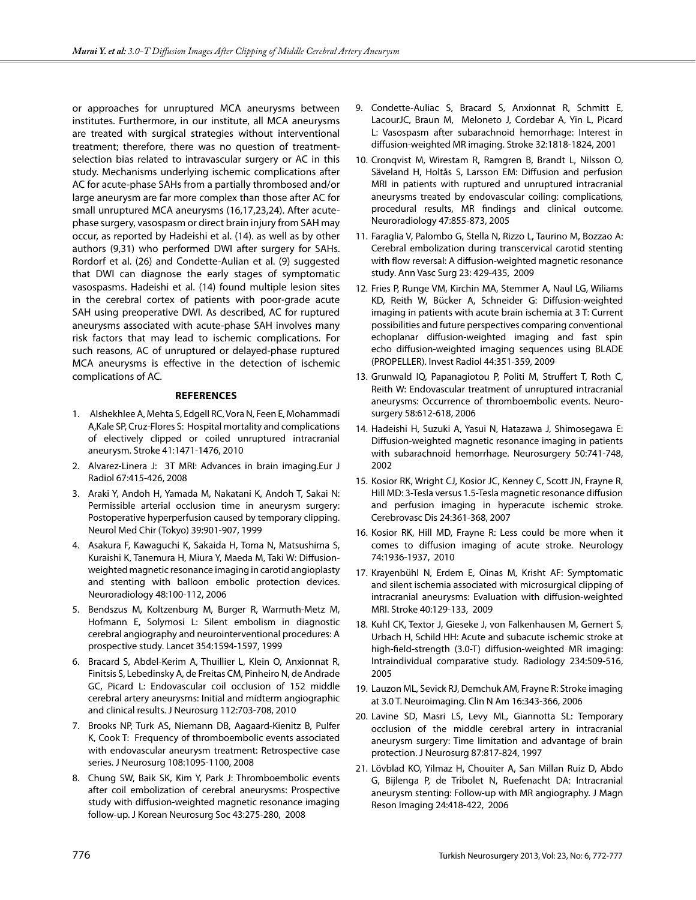or approaches for unruptured MCA aneurysms between institutes. Furthermore, in our institute, all MCA aneurysms are treated with surgical strategies without interventional treatment; therefore, there was no question of treatment-selection bias related to intravascular surgery or AC in this study. Mechanisms underlying ischemic complications after AC for acute-phase SAHs from a partially thrombosed and/or large aneurysm are far more complex than those after AC for small unruptured MCA aneurysms (16,17,23,24). After acute-phase surgery, vasospasm or direct brain injury from SAH may occur, as reported by Hadeishi et al. (14). as well as by other authors (9,31) who performed DWI after surgery for SAHs. Rordorf et al. (26) and Condette-Aulian et al. (9) suggested that DWI can diagnose the early stages of symptomatic vasospasms. Hadeishi et al. (14) found multiple lesion sites in the cerebral cortex of patients with poor-grade acute SAH using preoperative DWI. As described, AC for ruptured aneurysms associated with acute-phase SAH involves many risk factors that may lead to ischemic complications. For such reasons, AC of unruptured or delayed-phase ruptured MCA aneurysms is effective in the detection of ischemic complications of AC.

## REFERENCES

1. Alshekhlee A, Mehta S, Edgell RC, Vora N, Feen E, Mohammadi A,Kale SP, Cruz-Flores S: Hospital mortality and complications of electively clipped or coiled unruptured intracranial aneurysm. Stroke 41:1471-1476, 2010
2. Alvarez-Linera J: 3T MRI: Advances in brain imaging.Eur J Radiol 67:415-426, 2008
3. Araki Y, Andoh H, Yamada M, Nakatani K, Andoh T, Sakai N: Permissible arterial occlusion time in aneurysm surgery: Postoperative hyperperfusion caused by temporary clipping. Neurol Med Chir (Tokyo) 39:901-907, 1999
4. Asakura F, Kawaguchi K, Sakaida H, Toma N, Matsushima S, Kuraishi K, Tanemura H, Miura Y, Maeda M, Taki W: Diffusion-weighted magnetic resonance imaging in carotid angioplasty and stenting with balloon embolic protection devices. Neuroradiology 48:100-112, 2006
5. Bendszus M, Koltzenburg M, Burger R, Warmuth-Metz M, Hofmann E, Solymosi L: Silent embolism in diagnostic cerebral angiography and neurointerventional procedures: A prospective study. Lancet 354:1594-1597, 1999
6. Bracard S, Abdel-Kerim A, Thuillier L, Klein O, Anxionnat R, Finitsis S, Lebedinsky A, de Freitas CM, Pinheiro N, de Andrade GC, Picard L: Endovascular coil occlusion of 152 middle cerebral artery aneurysms: Initial and midterm angiographic and clinical results. J Neurosurg 112:703-708, 2010
7. Brooks NP, Turk AS, Niemann DB, Aagaard-Kienitz B, Pulfer K, Cook T: Frequency of thromboembolic events associated with endovascular aneurysm treatment: Retrospective case series. J Neurosurg 108:1095-1100, 2008
8. Chung SW, Baik SK, Kim Y, Park J: Thromboembolic events after coil embolization of cerebral aneurysms: Prospective study with diffusion-weighted magnetic resonance imaging follow-up. J Korean Neurosurg Soc 43:275-280, 2008
9. Condette-Auliac S, Bracard S, Anxionnat R, Schmitt E, LacourJC, Braun M, Meloneto J, Cordebar A, Yin L, Picard L: Vasospasm after subarachnoid hemorrhage: Interest in diffusion-weighted MR imaging. Stroke 32:1818-1824, 2001
10. Cronqvist M, Wirestam R, Ramgren B, Brandt L, Nilsson O, Säveland H, Holtås S, Larsson EM: Diffusion and perfusion MRI in patients with ruptured and unruptured intracranial aneurysms treated by endovascular coiling: complications, procedural results, MR findings and clinical outcome. Neuroradiology 47:855-873, 2005
11. Faraglia V, Palombo G, Stella N, Rizzo L, Taurino M, Bozzao A: Cerebral embolization during transcervical carotid stenting with flow reversal: A diffusion-weighted magnetic resonance study. Ann Vasc Surg 23: 429-435, 2009
12. Fries P, Runge VM, Kirchin MA, Stemmer A, Naul LG, Wiliams KD, Reith W, Bücker A, Schneider G: Diffusion-weighted imaging in patients with acute brain ischemia at 3 T: Current possibilities and future perspectives comparing conventional echoplanar diffusion-weighted imaging and fast spin echo diffusion-weighted imaging sequences using BLADE (PROPELLER). Invest Radiol 44:351-359, 2009
13. Grunwald IQ, Papanagiotou P, Politi M, Struffert T, Roth C, Reith W: Endovascular treatment of unruptured intracranial aneurysms: Occurrence of thromboembolic events. Neurosurgery 58:612-618, 2006
14. Hadeishi H, Suzuki A, Yasui N, Hatazawa J, Shimosegawa E: Diffusion-weighted magnetic resonance imaging in patients with subarachnoid hemorrhage. Neurosurgery 50:741-748, 2002
15. Kosior RK, Wright CJ, Kosior JC, Kenney C, Scott JN, Frayne R, Hill MD: 3-Tesla versus 1.5-Tesla magnetic resonance diffusion and perfusion imaging in hyperacute ischemic stroke. Cerebrovasc Dis 24:361-368, 2007
16. Kosior RK, Hill MD, Frayne R: Less could be more when it comes to diffusion imaging of acute stroke. Neurology 74:1936-1937, 2010
17. Krayenbühl N, Erdem E, Oinas M, Krisht AF: Symptomatic and silent ischemia associated with microsurgical clipping of intracranial aneurysms: Evaluation with diffusion-weighted MRI. Stroke 40:129-133, 2009
18. Kuhl CK, Textor J, Gieseke J, von Falkenhausen M, Gernert S, Urbach H, Schild HH: Acute and subacute ischemic stroke at high-field-strength (3.0-T) diffusion-weighted MR imaging: Intraindividual comparative study. Radiology 234:509-516, 2005
19. Lauzon ML, Sevick RJ, Demchuk AM, Frayne R: Stroke imaging at 3.0 T. Neuroimaging. Clin N Am 16:343-366, 2006
20. Lavine SD, Masri LS, Levy ML, Giannotta SL: Temporary occlusion of the middle cerebral artery in intracranial aneurysm surgery: Time limitation and advantage of brain protection. J Neurosurg 87:817-824, 1997
21. Lövblad KO, Yilmaz H, Chouiter A, San Millan Ruiz D, Abdo G, Bijlenga P, de Tribolet N, Ruefenacht DA: Intracranial aneurysm stenting: Follow-up with MR angiography. J Magn Reson Imaging 24:418-422, 2006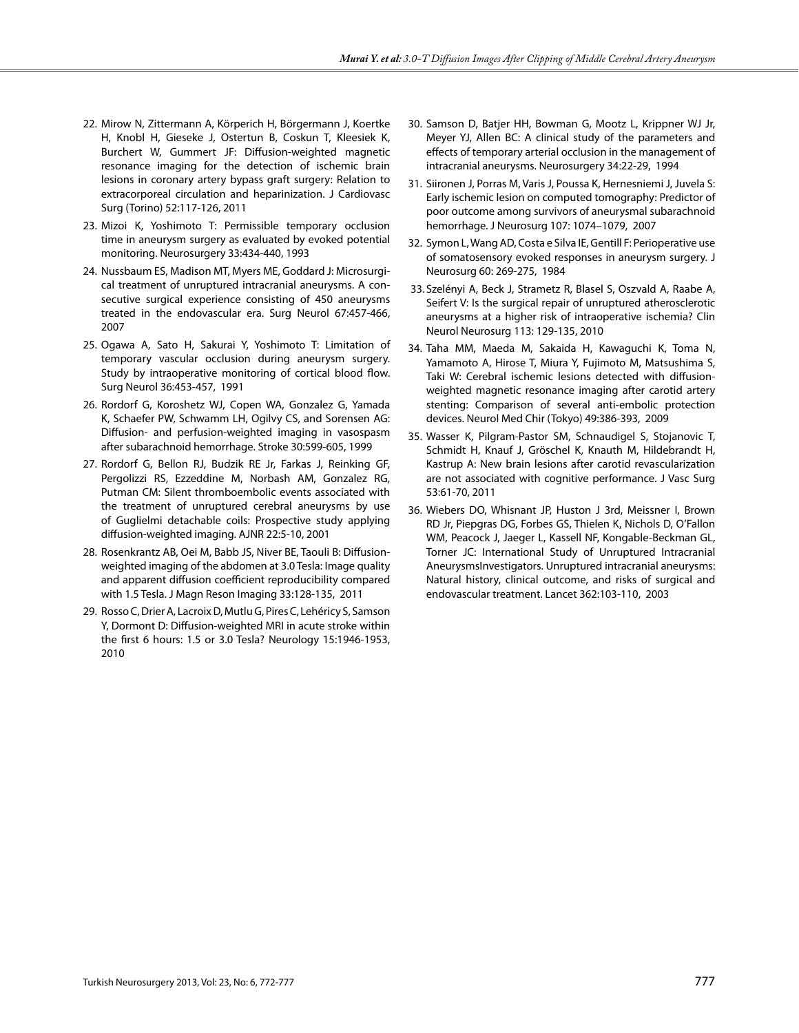22. Mirow N, Zittermann A, Körperich H, Börgermann J, Koertke H, Knobl H, Gieseke J, Ostertun B, Coskun T, Kleesiek K, Burchert W, Gummert JF: Diffusion-weighted magnetic resonance imaging for the detection of ischemic brain lesions in coronary artery bypass graft surgery: Relation to extracorporeal circulation and heparinization. J Cardiovasc Surg (Torino) 52:117-126, 2011
23. Mizoi K, Yoshimoto T: Permissible temporary occlusion time in aneurysm surgery as evaluated by evoked potential monitoring. Neurosurgery 33:434-440, 1993
24. Nussbaum ES, Madison MT, Myers ME, Goddard J: Microsurgical treatment of unruptured intracranial aneurysms. A consecutive surgical experience consisting of 450 aneurysms treated in the endovascular era. Surg Neurol 67:457-466, 2007
25. Ogawa A, Sato H, Sakurai Y, Yoshimoto T: Limitation of temporary vascular occlusion during aneurysm surgery. Study by intraoperative monitoring of cortical blood flow. Surg Neurol 36:453-457, 1991
26. Rordorf G, Koroshetz WJ, Copen WA, Gonzalez G, Yamada K, Schaefer PW, Schwamm LH, Ogilvy CS, and Sorensen AG: Diffusion- and perfusion-weighted imaging in vasospasm after subarachnoid hemorrhage. Stroke 30:599-605, 1999
27. Rordorf G, Bellon RJ, Budzik RE Jr, Farkas J, Reinking GF, Pergolizzi RS, Ezzeddine M, Norbash AM, Gonzalez RG, Putman CM: Silent thromboembolic events associated with the treatment of unruptured cerebral aneurysms by use of Guglielmi detachable coils: Prospective study applying diffusion-weighted imaging. AJNR 22:5-10, 2001
28. Rosenkrantz AB, Oei M, Babb JS, Niver BE, Taouli B: Diffusion-weighted imaging of the abdomen at 3.0 Tesla: Image quality and apparent diffusion coefficient reproducibility compared with 1.5 Tesla. J Magn Reson Imaging 33:128-135, 2011
29. Rosso C, Drier A, Lacroix D, Mutlu G, Pires C, Lehéricy S, Samson Y, Dormont D: Diffusion-weighted MRI in acute stroke within the first 6 hours: 1.5 or 3.0 Tesla? Neurology 15:1946-1953, 2010
30. Samson D, Batjer HH, Bowman G, Mootz L, Krippner WJ Jr, Meyer YJ, Allen BC: A clinical study of the parameters and effects of temporary arterial occlusion in the management of intracranial aneurysms. Neurosurgery 34:22-29, 1994
31. Siironen J, Porras M, Varis J, Poussa K, Hernesniemi J, Juvela S: Early ischemic lesion on computed tomography: Predictor of poor outcome among survivors of aneurysmal subarachnoid hemorrhage. J Neurosurg 107: 1074–1079, 2007
32. Symon L, Wang AD, Costa e Silva IE, Gentill F: Perioperative use of somatosensory evoked responses in aneurysm surgery. J Neurosurg 60: 269-275, 1984
33. Szelényi A, Beck J, Strametz R, Blasel S, Oszvald A, Raabe A, Seifert V: Is the surgical repair of unruptured atherosclerotic aneurysms at a higher risk of intraoperative ischemia? Clin Neurol Neurosurg 113: 129-135, 2010
34. Taha MM, Maeda M, Sakaida H, Kawaguchi K, Toma N, Yamamoto A, Hirose T, Miura Y, Fujimoto M, Matsushima S, Taki W: Cerebral ischemic lesions detected with diffusion-weighted magnetic resonance imaging after carotid artery stenting: Comparison of several anti-embolic protection devices. Neurol Med Chir (Tokyo) 49:386-393, 2009
35. Wasser K, Pilgram-Pastor SM, Schnaudigel S, Stojanovic T, Schmidt H, Knauf J, Gröschel K, Knauth M, Hildebrandt H, Kastrup A: New brain lesions after carotid revascularization are not associated with cognitive performance. J Vasc Surg 53:61-70, 2011
36. Wiebers DO, Whisnant JP, Huston J 3rd, Meissner I, Brown RD Jr, Piepgras DG, Forbes GS, Thielen K, Nichols D, O'Fallon WM, Peacock J, Jaeger L, Kassell NF, Kongable-Beckman GL, Torner JC: International Study of Unruptured Intracranial AneurysmsInvestigators. Unruptured intracranial aneurysms: Natural history, clinical outcome, and risks of surgical and endovascular treatment. Lancet 362:103-110, 2003